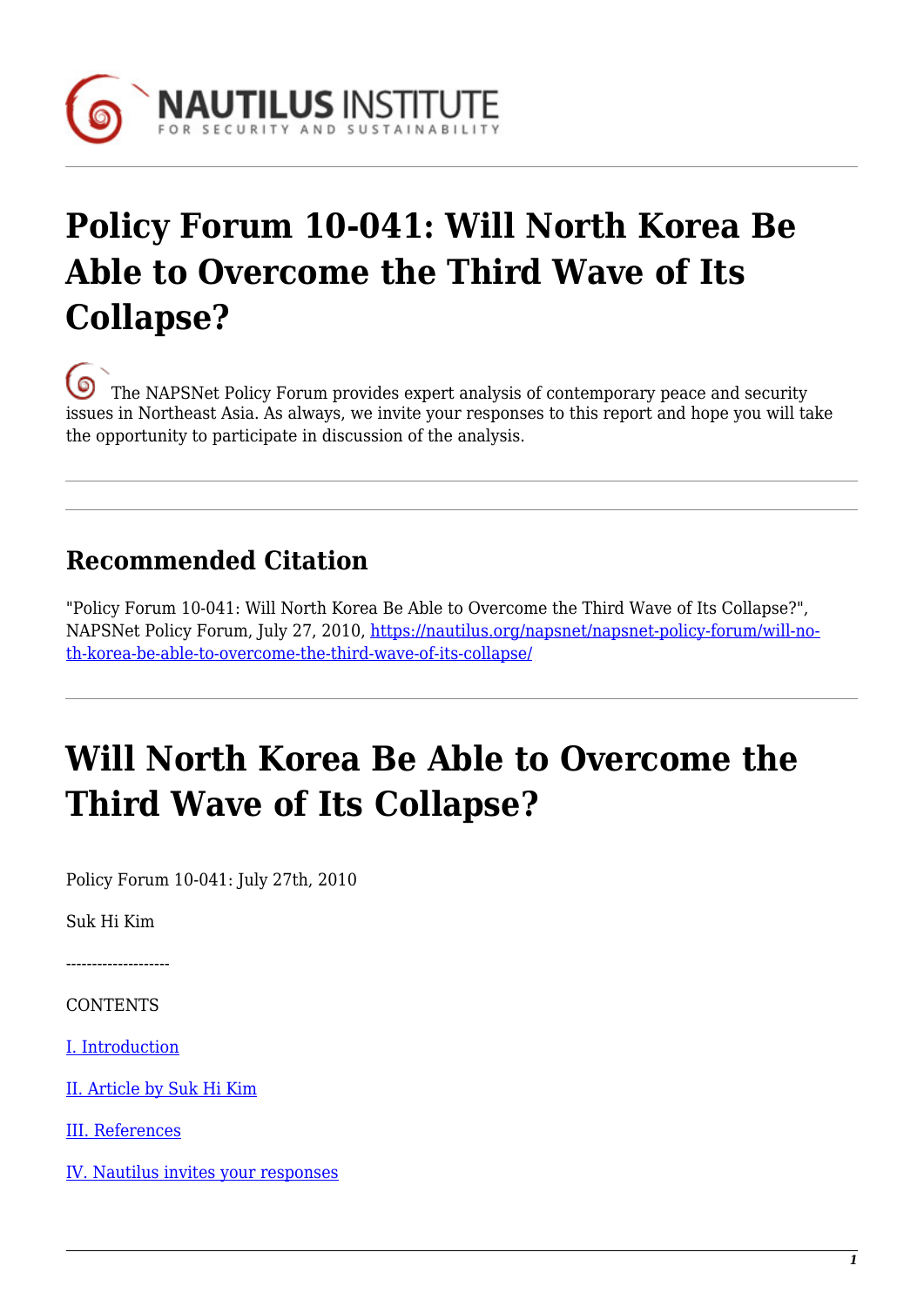# Policy Forum 10-041: Will North Korea Be Able to Overcome the Third Wave of Its Collapse?

The NAPSNet Policy Forum provides expert analysis of contemporary peace and security issues in Northeast Asia. As always, we invite your responses to this report and hope you will take the opportunity to participate in discussion of the analysis.

## Recommended Citation

"Policy Forum 10-041: Will North Korea Be Able to Overcome the Third Wave of Its Collapse?", NAPSNet Policy Forum, July 27, 2010, https://nautilus.org/napsnet/napsnet-policy-forum/will-north-korea-be-able-to-overcome-the-third-wave-of-its-collapse/

# Will North Korea Be Able to Overcome the Third Wave of Its Collapse?

Policy Forum 10-041: July 27th, 2010

Suk Hi Kim

--------------------

CONTENTS

I. Introduction

II. Article by Suk Hi Kim

III. References

IV. Nautilus invites your responses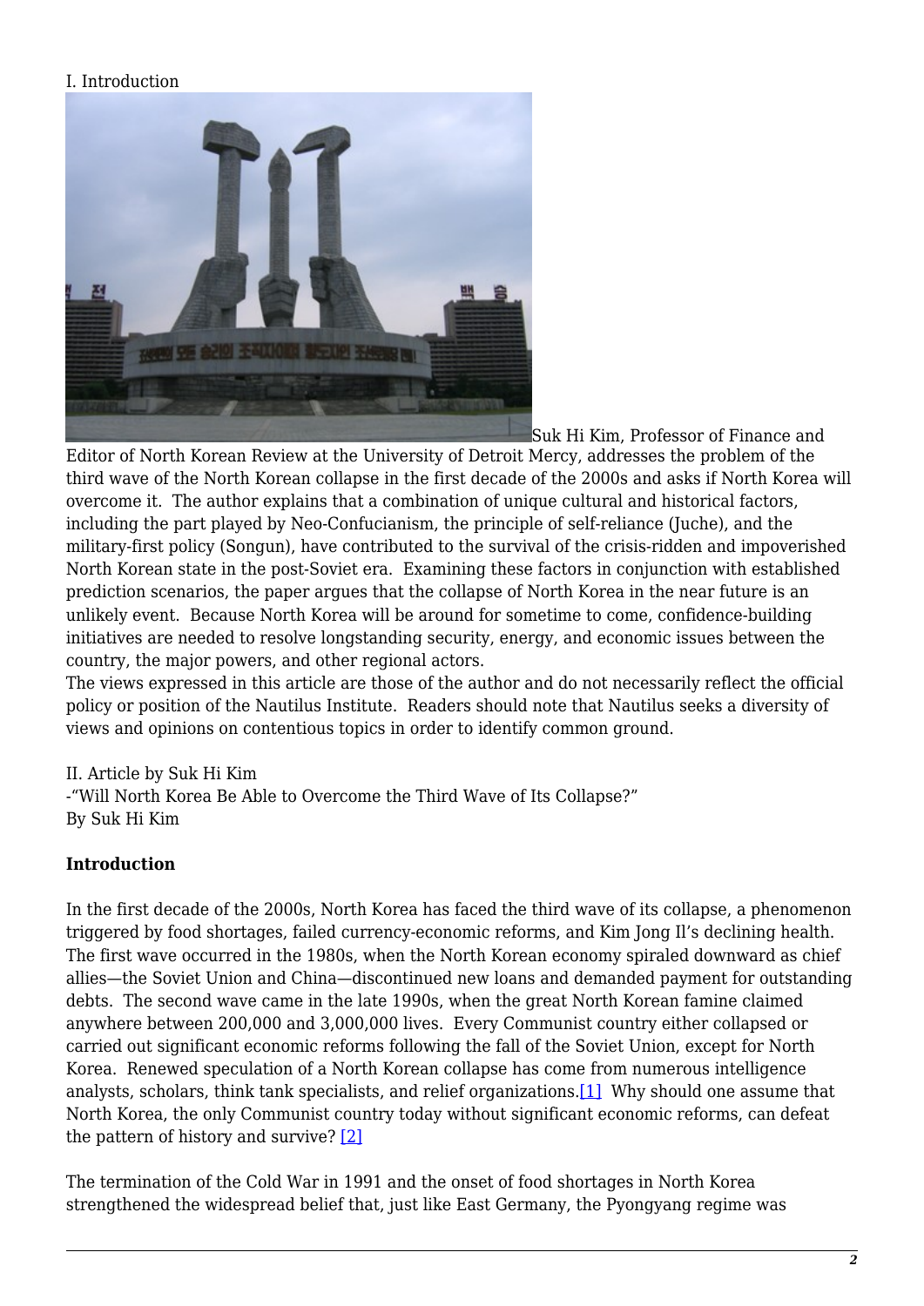I. Introduction

Suk Hi Kim, Professor of Finance and Editor of North Korean Review at the University of Detroit Mercy, addresses the problem of the third wave of the North Korean collapse in the first decade of the 2000s and asks if North Korea will overcome it. The author explains that a combination of unique cultural and historical factors, including the part played by Neo-Confucianism, the principle of self-reliance (Juche), and the military-first policy (Songun), have contributed to the survival of the crisis-ridden and impoverished North Korean state in the post-Soviet era. Examining these factors in conjunction with established prediction scenarios, the paper argues that the collapse of North Korea in the near future is an unlikely event. Because North Korea will be around for sometime to come, confidence-building initiatives are needed to resolve longstanding security, energy, and economic issues between the country, the major powers, and other regional actors.

The views expressed in this article are those of the author and do not necessarily reflect the official policy or position of the Nautilus Institute. Readers should note that Nautilus seeks a diversity of views and opinions on contentious topics in order to identify common ground.

II. Article by Suk Hi Kim

-"Will North Korea Be Able to Overcome the Third Wave of Its Collapse?"

By Suk Hi Kim

**Introduction**

In the first decade of the 2000s, North Korea has faced the third wave of its collapse, a phenomenon triggered by food shortages, failed currency-economic reforms, and Kim Jong Il's declining health. The first wave occurred in the 1980s, when the North Korean economy spiraled downward as chief allies—the Soviet Union and China—discontinued new loans and demanded payment for outstanding debts. The second wave came in the late 1990s, when the great North Korean famine claimed anywhere between 200,000 and 3,000,000 lives. Every Communist country either collapsed or carried out significant economic reforms following the fall of the Soviet Union, except for North Korea. Renewed speculation of a North Korean collapse has come from numerous intelligence analysts, scholars, think tank specialists, and relief organizations.[1] Why should one assume that North Korea, the only Communist country today without significant economic reforms, can defeat the pattern of history and survive? [2]

The termination of the Cold War in 1991 and the onset of food shortages in North Korea strengthened the widespread belief that, just like East Germany, the Pyongyang regime was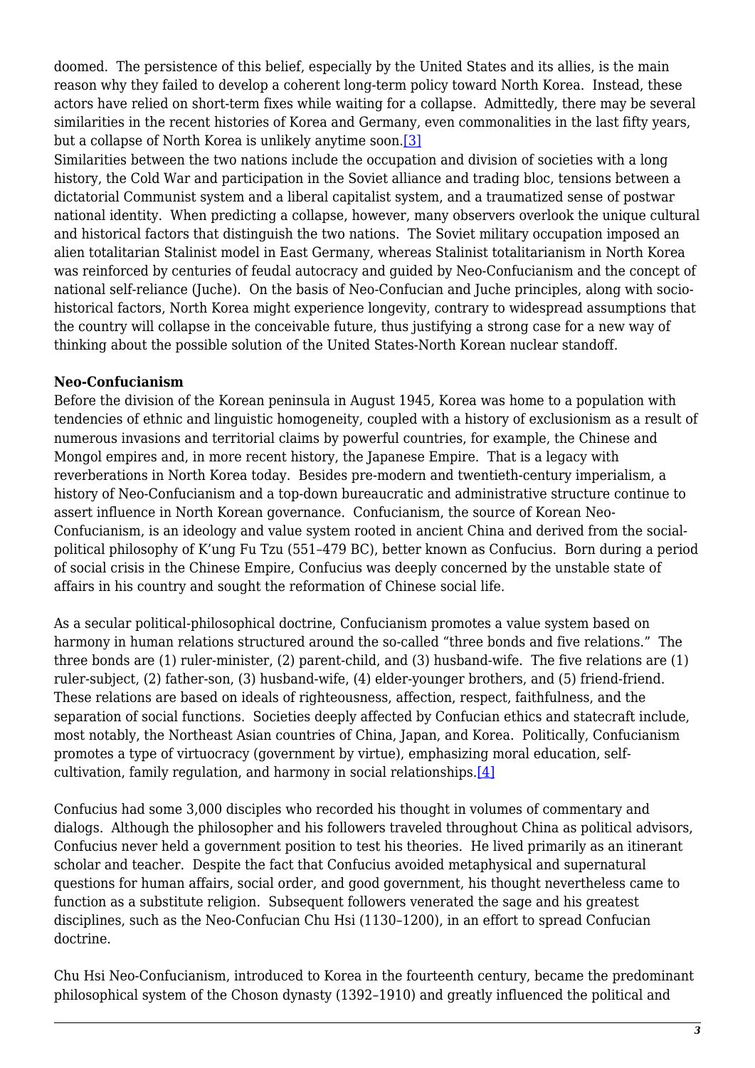doomed. The persistence of this belief, especially by the United States and its allies, is the main reason why they failed to develop a coherent long-term policy toward North Korea. Instead, these actors have relied on short-term fixes while waiting for a collapse. Admittedly, there may be several similarities in the recent histories of Korea and Germany, even commonalities in the last fifty years, but a collapse of North Korea is unlikely anytime soon.[3]

Similarities between the two nations include the occupation and division of societies with a long history, the Cold War and participation in the Soviet alliance and trading bloc, tensions between a dictatorial Communist system and a liberal capitalist system, and a traumatized sense of postwar national identity. When predicting a collapse, however, many observers overlook the unique cultural and historical factors that distinguish the two nations. The Soviet military occupation imposed an alien totalitarian Stalinist model in East Germany, whereas Stalinist totalitarianism in North Korea was reinforced by centuries of feudal autocracy and guided by Neo-Confucianism and the concept of national self-reliance (Juche). On the basis of Neo-Confucian and Juche principles, along with socio-historical factors, North Korea might experience longevity, contrary to widespread assumptions that the country will collapse in the conceivable future, thus justifying a strong case for a new way of thinking about the possible solution of the United States-North Korean nuclear standoff.

**Neo-Confucianism**

Before the division of the Korean peninsula in August 1945, Korea was home to a population with tendencies of ethnic and linguistic homogeneity, coupled with a history of exclusionism as a result of numerous invasions and territorial claims by powerful countries, for example, the Chinese and Mongol empires and, in more recent history, the Japanese Empire. That is a legacy with reverberations in North Korea today. Besides pre-modern and twentieth-century imperialism, a history of Neo-Confucianism and a top-down bureaucratic and administrative structure continue to assert influence in North Korean governance. Confucianism, the source of Korean Neo-Confucianism, is an ideology and value system rooted in ancient China and derived from the social-political philosophy of K'ung Fu Tzu (551–479 BC), better known as Confucius. Born during a period of social crisis in the Chinese Empire, Confucius was deeply concerned by the unstable state of affairs in his country and sought the reformation of Chinese social life.

As a secular political-philosophical doctrine, Confucianism promotes a value system based on harmony in human relations structured around the so-called "three bonds and five relations." The three bonds are (1) ruler-minister, (2) parent-child, and (3) husband-wife. The five relations are (1) ruler-subject, (2) father-son, (3) husband-wife, (4) elder-younger brothers, and (5) friend-friend. These relations are based on ideals of righteousness, affection, respect, faithfulness, and the separation of social functions. Societies deeply affected by Confucian ethics and statecraft include, most notably, the Northeast Asian countries of China, Japan, and Korea. Politically, Confucianism promotes a type of virtuocracy (government by virtue), emphasizing moral education, self-cultivation, family regulation, and harmony in social relationships.[4]

Confucius had some 3,000 disciples who recorded his thought in volumes of commentary and dialogs. Although the philosopher and his followers traveled throughout China as political advisors, Confucius never held a government position to test his theories. He lived primarily as an itinerant scholar and teacher. Despite the fact that Confucius avoided metaphysical and supernatural questions for human affairs, social order, and good government, his thought nevertheless came to function as a substitute religion. Subsequent followers venerated the sage and his greatest disciplines, such as the Neo-Confucian Chu Hsi (1130–1200), in an effort to spread Confucian doctrine.

Chu Hsi Neo-Confucianism, introduced to Korea in the fourteenth century, became the predominant philosophical system of the Choson dynasty (1392–1910) and greatly influenced the political and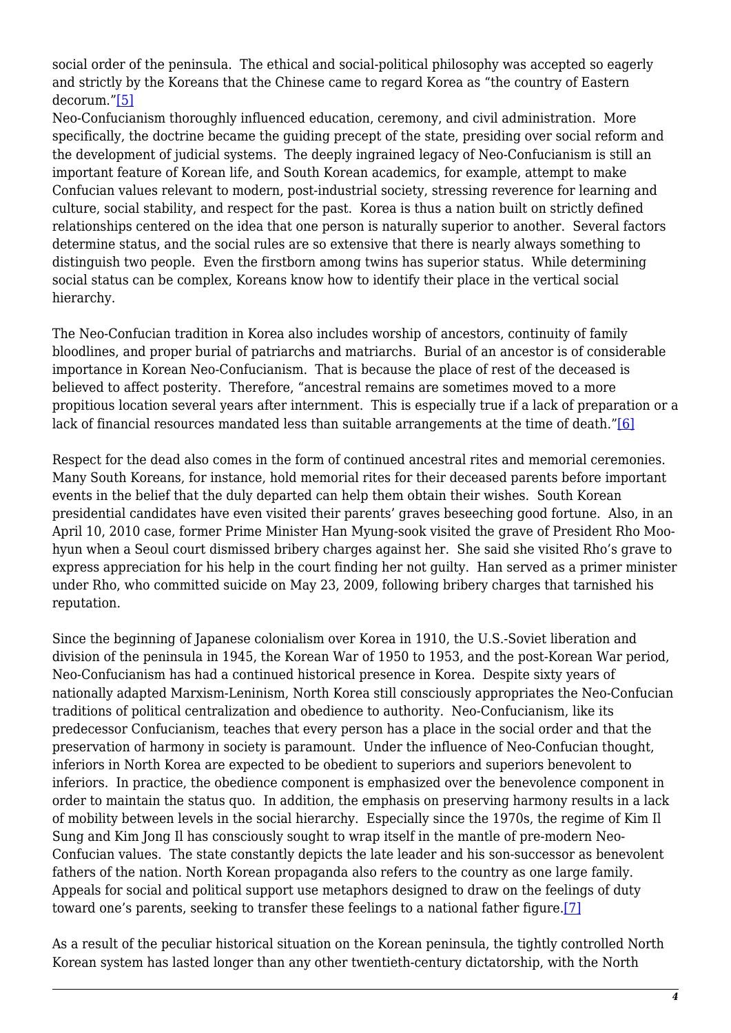social order of the peninsula. The ethical and social-political philosophy was accepted so eagerly and strictly by the Koreans that the Chinese came to regard Korea as "the country of Eastern decorum."[5]

Neo-Confucianism thoroughly influenced education, ceremony, and civil administration. More specifically, the doctrine became the guiding precept of the state, presiding over social reform and the development of judicial systems. The deeply ingrained legacy of Neo-Confucianism is still an important feature of Korean life, and South Korean academics, for example, attempt to make Confucian values relevant to modern, post-industrial society, stressing reverence for learning and culture, social stability, and respect for the past. Korea is thus a nation built on strictly defined relationships centered on the idea that one person is naturally superior to another. Several factors determine status, and the social rules are so extensive that there is nearly always something to distinguish two people. Even the firstborn among twins has superior status. While determining social status can be complex, Koreans know how to identify their place in the vertical social hierarchy.

The Neo-Confucian tradition in Korea also includes worship of ancestors, continuity of family bloodlines, and proper burial of patriarchs and matriarchs. Burial of an ancestor is of considerable importance in Korean Neo-Confucianism. That is because the place of rest of the deceased is believed to affect posterity. Therefore, "ancestral remains are sometimes moved to a more propitious location several years after internment. This is especially true if a lack of preparation or a lack of financial resources mandated less than suitable arrangements at the time of death."[6]

Respect for the dead also comes in the form of continued ancestral rites and memorial ceremonies. Many South Koreans, for instance, hold memorial rites for their deceased parents before important events in the belief that the duly departed can help them obtain their wishes. South Korean presidential candidates have even visited their parents' graves beseeching good fortune. Also, in an April 10, 2010 case, former Prime Minister Han Myung-sook visited the grave of President Rho Moo-hyun when a Seoul court dismissed bribery charges against her. She said she visited Rho's grave to express appreciation for his help in the court finding her not guilty. Han served as a primer minister under Rho, who committed suicide on May 23, 2009, following bribery charges that tarnished his reputation.

Since the beginning of Japanese colonialism over Korea in 1910, the U.S.-Soviet liberation and division of the peninsula in 1945, the Korean War of 1950 to 1953, and the post-Korean War period, Neo-Confucianism has had a continued historical presence in Korea. Despite sixty years of nationally adapted Marxism-Leninism, North Korea still consciously appropriates the Neo-Confucian traditions of political centralization and obedience to authority. Neo-Confucianism, like its predecessor Confucianism, teaches that every person has a place in the social order and that the preservation of harmony in society is paramount. Under the influence of Neo-Confucian thought, inferiors in North Korea are expected to be obedient to superiors and superiors benevolent to inferiors. In practice, the obedience component is emphasized over the benevolence component in order to maintain the status quo. In addition, the emphasis on preserving harmony results in a lack of mobility between levels in the social hierarchy. Especially since the 1970s, the regime of Kim Il Sung and Kim Jong Il has consciously sought to wrap itself in the mantle of pre-modern Neo-Confucian values. The state constantly depicts the late leader and his son-successor as benevolent fathers of the nation. North Korean propaganda also refers to the country as one large family. Appeals for social and political support use metaphors designed to draw on the feelings of duty toward one's parents, seeking to transfer these feelings to a national father figure.[7]

As a result of the peculiar historical situation on the Korean peninsula, the tightly controlled North Korean system has lasted longer than any other twentieth-century dictatorship, with the North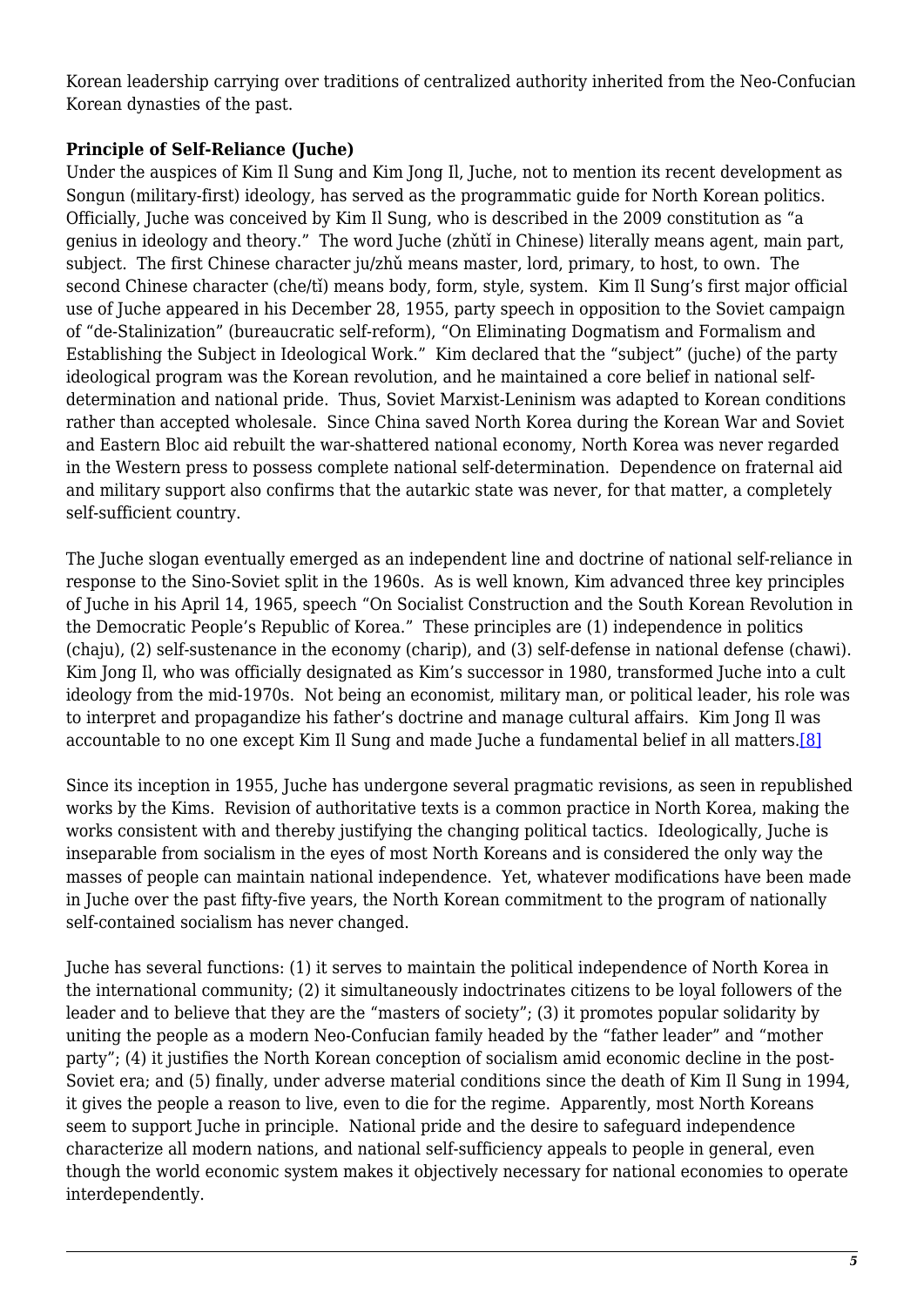Korean leadership carrying over traditions of centralized authority inherited from the Neo-Confucian Korean dynasties of the past.

**Principle of Self-Reliance (Juche)**

Under the auspices of Kim Il Sung and Kim Jong Il, Juche, not to mention its recent development as Songun (military-first) ideology, has served as the programmatic guide for North Korean politics. Officially, Juche was conceived by Kim Il Sung, who is described in the 2009 constitution as "a genius in ideology and theory." The word Juche (zhǔtǐ in Chinese) literally means agent, main part, subject. The first Chinese character ju/zhǔ means master, lord, primary, to host, to own. The second Chinese character (che/tǐ) means body, form, style, system. Kim Il Sung's first major official use of Juche appeared in his December 28, 1955, party speech in opposition to the Soviet campaign of "de-Stalinization" (bureaucratic self-reform), "On Eliminating Dogmatism and Formalism and Establishing the Subject in Ideological Work." Kim declared that the "subject" (juche) of the party ideological program was the Korean revolution, and he maintained a core belief in national self-determination and national pride. Thus, Soviet Marxist-Leninism was adapted to Korean conditions rather than accepted wholesale. Since China saved North Korea during the Korean War and Soviet and Eastern Bloc aid rebuilt the war-shattered national economy, North Korea was never regarded in the Western press to possess complete national self-determination. Dependence on fraternal aid and military support also confirms that the autarkic state was never, for that matter, a completely self-sufficient country.

The Juche slogan eventually emerged as an independent line and doctrine of national self-reliance in response to the Sino-Soviet split in the 1960s. As is well known, Kim advanced three key principles of Juche in his April 14, 1965, speech "On Socialist Construction and the South Korean Revolution in the Democratic People's Republic of Korea." These principles are (1) independence in politics (chaju), (2) self-sustenance in the economy (charip), and (3) self-defense in national defense (chawi). Kim Jong Il, who was officially designated as Kim's successor in 1980, transformed Juche into a cult ideology from the mid-1970s. Not being an economist, military man, or political leader, his role was to interpret and propagandize his father's doctrine and manage cultural affairs. Kim Jong Il was accountable to no one except Kim Il Sung and made Juche a fundamental belief in all matters.[8]

Since its inception in 1955, Juche has undergone several pragmatic revisions, as seen in republished works by the Kims. Revision of authoritative texts is a common practice in North Korea, making the works consistent with and thereby justifying the changing political tactics. Ideologically, Juche is inseparable from socialism in the eyes of most North Koreans and is considered the only way the masses of people can maintain national independence. Yet, whatever modifications have been made in Juche over the past fifty-five years, the North Korean commitment to the program of nationally self-contained socialism has never changed.

Juche has several functions: (1) it serves to maintain the political independence of North Korea in the international community; (2) it simultaneously indoctrinates citizens to be loyal followers of the leader and to believe that they are the "masters of society"; (3) it promotes popular solidarity by uniting the people as a modern Neo-Confucian family headed by the "father leader" and "mother party"; (4) it justifies the North Korean conception of socialism amid economic decline in the post-Soviet era; and (5) finally, under adverse material conditions since the death of Kim Il Sung in 1994, it gives the people a reason to live, even to die for the regime. Apparently, most North Koreans seem to support Juche in principle. National pride and the desire to safeguard independence characterize all modern nations, and national self-sufficiency appeals to people in general, even though the world economic system makes it objectively necessary for national economies to operate interdependently.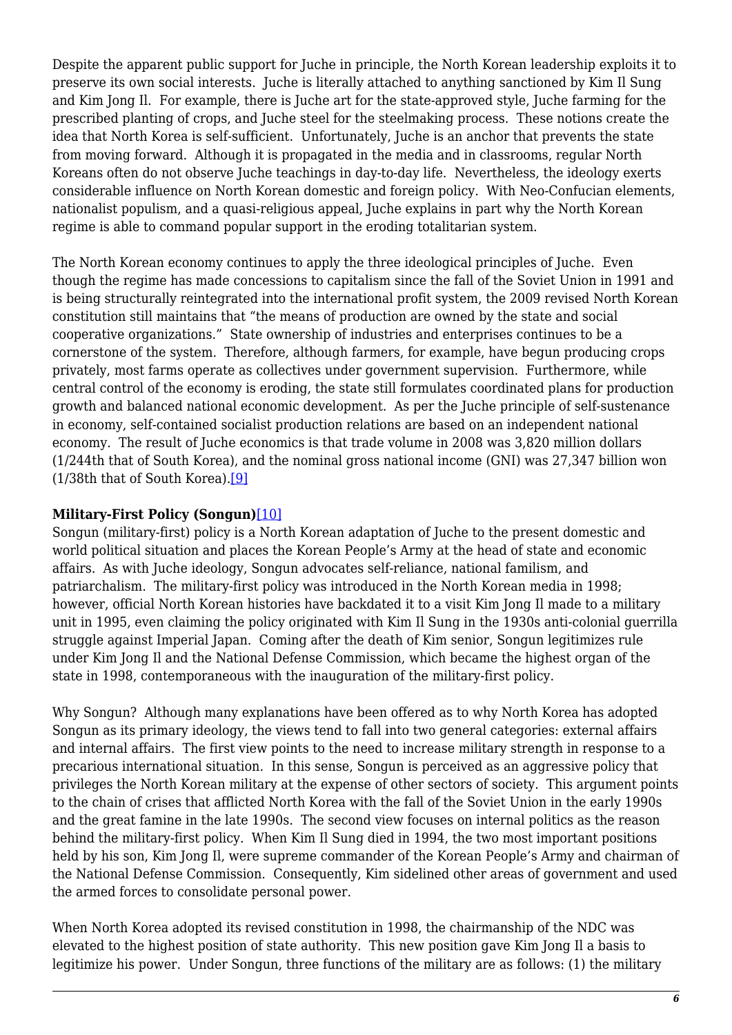Despite the apparent public support for Juche in principle, the North Korean leadership exploits it to preserve its own social interests. Juche is literally attached to anything sanctioned by Kim Il Sung and Kim Jong Il. For example, there is Juche art for the state-approved style, Juche farming for the prescribed planting of crops, and Juche steel for the steelmaking process. These notions create the idea that North Korea is self-sufficient. Unfortunately, Juche is an anchor that prevents the state from moving forward. Although it is propagated in the media and in classrooms, regular North Koreans often do not observe Juche teachings in day-to-day life. Nevertheless, the ideology exerts considerable influence on North Korean domestic and foreign policy. With Neo-Confucian elements, nationalist populism, and a quasi-religious appeal, Juche explains in part why the North Korean regime is able to command popular support in the eroding totalitarian system.

The North Korean economy continues to apply the three ideological principles of Juche. Even though the regime has made concessions to capitalism since the fall of the Soviet Union in 1991 and is being structurally reintegrated into the international profit system, the 2009 revised North Korean constitution still maintains that "the means of production are owned by the state and social cooperative organizations." State ownership of industries and enterprises continues to be a cornerstone of the system. Therefore, although farmers, for example, have begun producing crops privately, most farms operate as collectives under government supervision. Furthermore, while central control of the economy is eroding, the state still formulates coordinated plans for production growth and balanced national economic development. As per the Juche principle of self-sustenance in economy, self-contained socialist production relations are based on an independent national economy. The result of Juche economics is that trade volume in 2008 was 3,820 million dollars (1/244th that of South Korea), and the nominal gross national income (GNI) was 27,347 billion won (1/38th that of South Korea).[9]

**Military-First Policy (Songun)**[10]

Songun (military-first) policy is a North Korean adaptation of Juche to the present domestic and world political situation and places the Korean People's Army at the head of state and economic affairs. As with Juche ideology, Songun advocates self-reliance, national familism, and patriarchalism. The military-first policy was introduced in the North Korean media in 1998; however, official North Korean histories have backdated it to a visit Kim Jong Il made to a military unit in 1995, even claiming the policy originated with Kim Il Sung in the 1930s anti-colonial guerrilla struggle against Imperial Japan. Coming after the death of Kim senior, Songun legitimizes rule under Kim Jong Il and the National Defense Commission, which became the highest organ of the state in 1998, contemporaneous with the inauguration of the military-first policy.

Why Songun? Although many explanations have been offered as to why North Korea has adopted Songun as its primary ideology, the views tend to fall into two general categories: external affairs and internal affairs. The first view points to the need to increase military strength in response to a precarious international situation. In this sense, Songun is perceived as an aggressive policy that privileges the North Korean military at the expense of other sectors of society. This argument points to the chain of crises that afflicted North Korea with the fall of the Soviet Union in the early 1990s and the great famine in the late 1990s. The second view focuses on internal politics as the reason behind the military-first policy. When Kim Il Sung died in 1994, the two most important positions held by his son, Kim Jong Il, were supreme commander of the Korean People's Army and chairman of the National Defense Commission. Consequently, Kim sidelined other areas of government and used the armed forces to consolidate personal power.

When North Korea adopted its revised constitution in 1998, the chairmanship of the NDC was elevated to the highest position of state authority. This new position gave Kim Jong Il a basis to legitimize his power. Under Songun, three functions of the military are as follows: (1) the military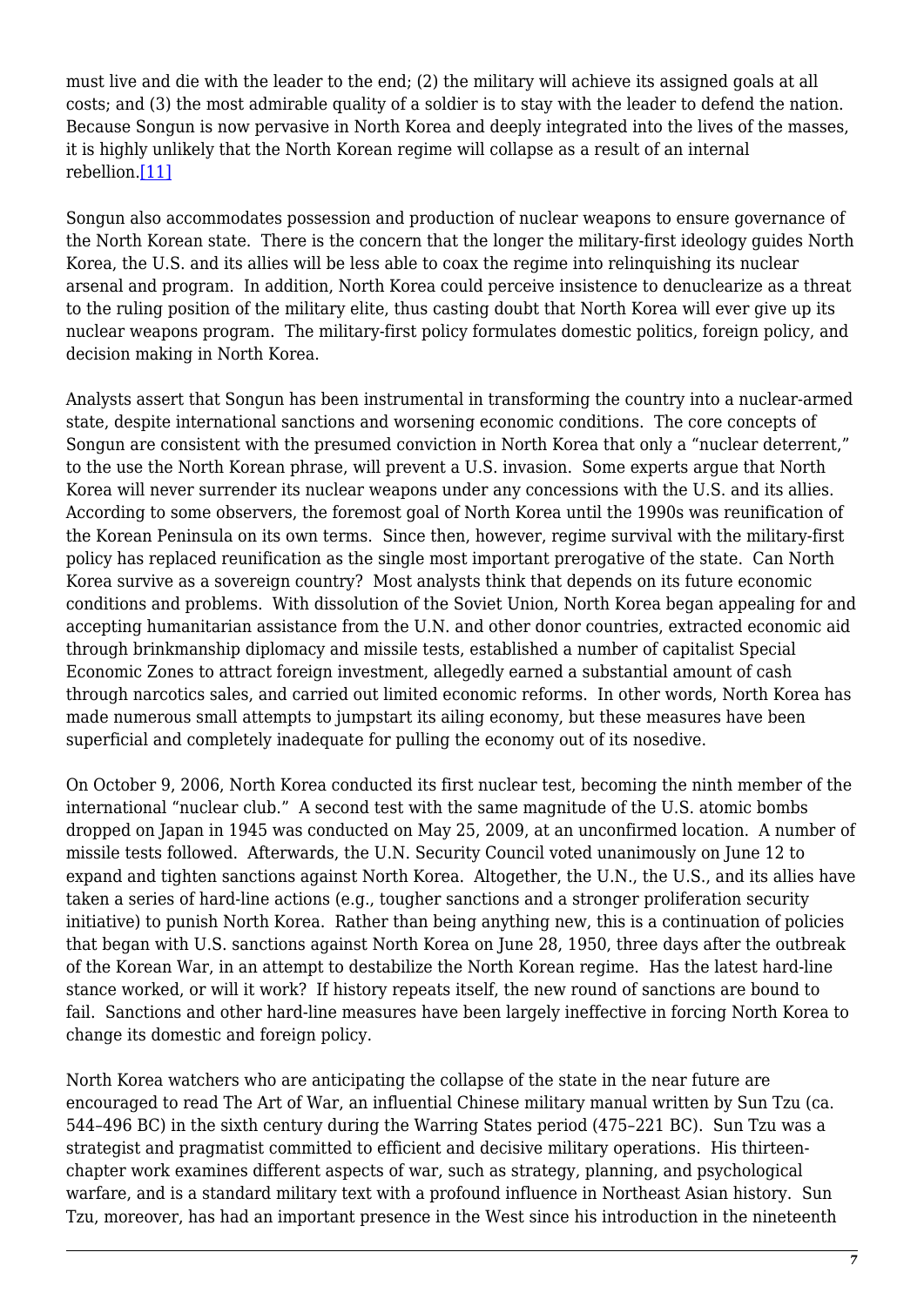must live and die with the leader to the end; (2) the military will achieve its assigned goals at all costs; and (3) the most admirable quality of a soldier is to stay with the leader to defend the nation. Because Songun is now pervasive in North Korea and deeply integrated into the lives of the masses, it is highly unlikely that the North Korean regime will collapse as a result of an internal rebellion.[11]

Songun also accommodates possession and production of nuclear weapons to ensure governance of the North Korean state. There is the concern that the longer the military-first ideology guides North Korea, the U.S. and its allies will be less able to coax the regime into relinquishing its nuclear arsenal and program. In addition, North Korea could perceive insistence to denuclearize as a threat to the ruling position of the military elite, thus casting doubt that North Korea will ever give up its nuclear weapons program. The military-first policy formulates domestic politics, foreign policy, and decision making in North Korea.

Analysts assert that Songun has been instrumental in transforming the country into a nuclear-armed state, despite international sanctions and worsening economic conditions. The core concepts of Songun are consistent with the presumed conviction in North Korea that only a "nuclear deterrent," to the use the North Korean phrase, will prevent a U.S. invasion. Some experts argue that North Korea will never surrender its nuclear weapons under any concessions with the U.S. and its allies. According to some observers, the foremost goal of North Korea until the 1990s was reunification of the Korean Peninsula on its own terms. Since then, however, regime survival with the military-first policy has replaced reunification as the single most important prerogative of the state. Can North Korea survive as a sovereign country? Most analysts think that depends on its future economic conditions and problems. With dissolution of the Soviet Union, North Korea began appealing for and accepting humanitarian assistance from the U.N. and other donor countries, extracted economic aid through brinkmanship diplomacy and missile tests, established a number of capitalist Special Economic Zones to attract foreign investment, allegedly earned a substantial amount of cash through narcotics sales, and carried out limited economic reforms. In other words, North Korea has made numerous small attempts to jumpstart its ailing economy, but these measures have been superficial and completely inadequate for pulling the economy out of its nosedive.

On October 9, 2006, North Korea conducted its first nuclear test, becoming the ninth member of the international "nuclear club." A second test with the same magnitude of the U.S. atomic bombs dropped on Japan in 1945 was conducted on May 25, 2009, at an unconfirmed location. A number of missile tests followed. Afterwards, the U.N. Security Council voted unanimously on June 12 to expand and tighten sanctions against North Korea. Altogether, the U.N., the U.S., and its allies have taken a series of hard-line actions (e.g., tougher sanctions and a stronger proliferation security initiative) to punish North Korea. Rather than being anything new, this is a continuation of policies that began with U.S. sanctions against North Korea on June 28, 1950, three days after the outbreak of the Korean War, in an attempt to destabilize the North Korean regime. Has the latest hard-line stance worked, or will it work? If history repeats itself, the new round of sanctions are bound to fail. Sanctions and other hard-line measures have been largely ineffective in forcing North Korea to change its domestic and foreign policy.

North Korea watchers who are anticipating the collapse of the state in the near future are encouraged to read The Art of War, an influential Chinese military manual written by Sun Tzu (ca. 544–496 BC) in the sixth century during the Warring States period (475–221 BC). Sun Tzu was a strategist and pragmatist committed to efficient and decisive military operations. His thirteen-chapter work examines different aspects of war, such as strategy, planning, and psychological warfare, and is a standard military text with a profound influence in Northeast Asian history. Sun Tzu, moreover, has had an important presence in the West since his introduction in the nineteenth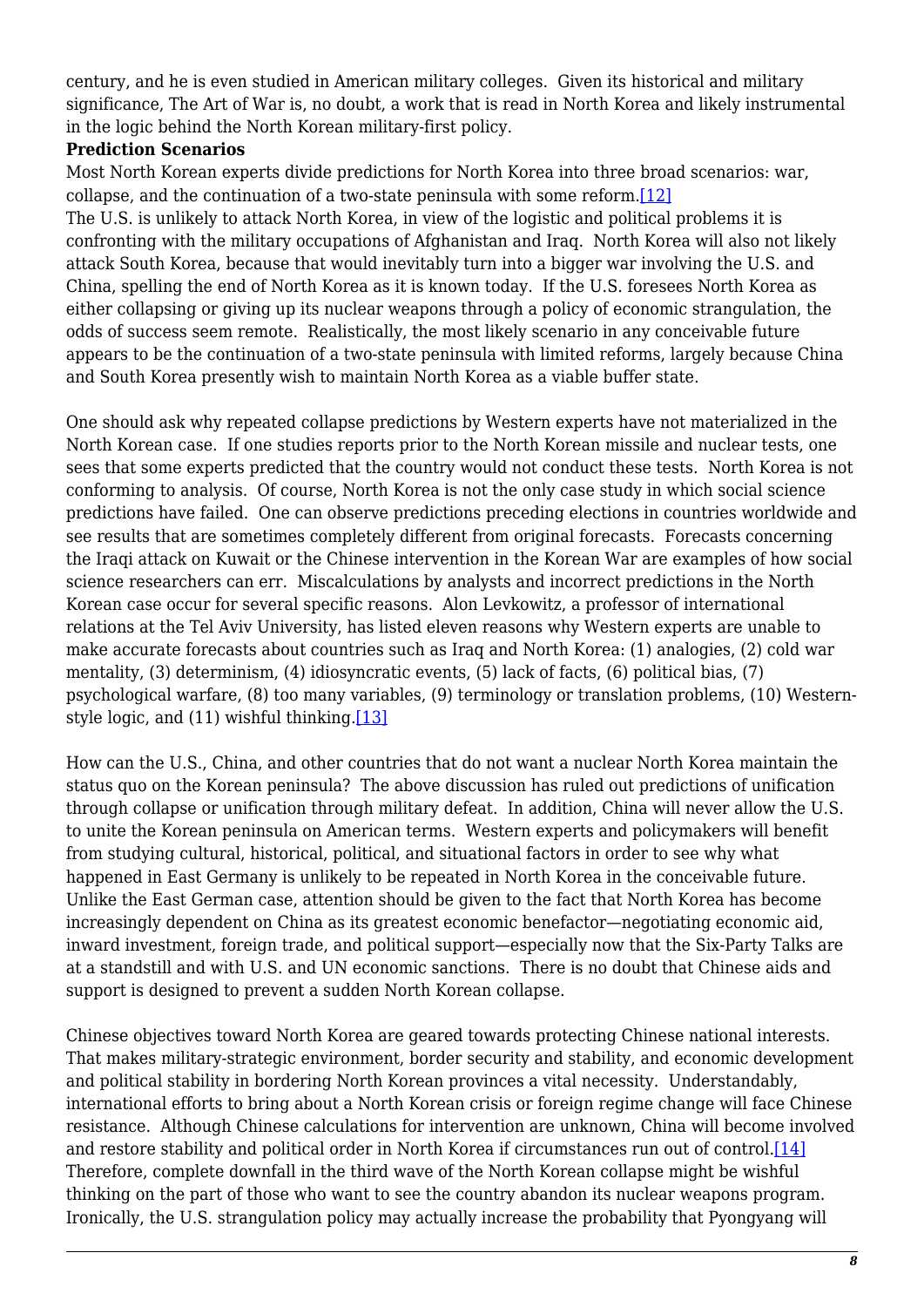century, and he is even studied in American military colleges. Given its historical and military significance, The Art of War is, no doubt, a work that is read in North Korea and likely instrumental in the logic behind the North Korean military-first policy.

**Prediction Scenarios**

Most North Korean experts divide predictions for North Korea into three broad scenarios: war, collapse, and the continuation of a two-state peninsula with some reform.[12]

The U.S. is unlikely to attack North Korea, in view of the logistic and political problems it is confronting with the military occupations of Afghanistan and Iraq. North Korea will also not likely attack South Korea, because that would inevitably turn into a bigger war involving the U.S. and China, spelling the end of North Korea as it is known today. If the U.S. foresees North Korea as either collapsing or giving up its nuclear weapons through a policy of economic strangulation, the odds of success seem remote. Realistically, the most likely scenario in any conceivable future appears to be the continuation of a two-state peninsula with limited reforms, largely because China and South Korea presently wish to maintain North Korea as a viable buffer state.

One should ask why repeated collapse predictions by Western experts have not materialized in the North Korean case. If one studies reports prior to the North Korean missile and nuclear tests, one sees that some experts predicted that the country would not conduct these tests. North Korea is not conforming to analysis. Of course, North Korea is not the only case study in which social science predictions have failed. One can observe predictions preceding elections in countries worldwide and see results that are sometimes completely different from original forecasts. Forecasts concerning the Iraqi attack on Kuwait or the Chinese intervention in the Korean War are examples of how social science researchers can err. Miscalculations by analysts and incorrect predictions in the North Korean case occur for several specific reasons. Alon Levkowitz, a professor of international relations at the Tel Aviv University, has listed eleven reasons why Western experts are unable to make accurate forecasts about countries such as Iraq and North Korea: (1) analogies, (2) cold war mentality, (3) determinism, (4) idiosyncratic events, (5) lack of facts, (6) political bias, (7) psychological warfare, (8) too many variables, (9) terminology or translation problems, (10) Western-style logic, and (11) wishful thinking.[13]

How can the U.S., China, and other countries that do not want a nuclear North Korea maintain the status quo on the Korean peninsula? The above discussion has ruled out predictions of unification through collapse or unification through military defeat. In addition, China will never allow the U.S. to unite the Korean peninsula on American terms. Western experts and policymakers will benefit from studying cultural, historical, political, and situational factors in order to see why what happened in East Germany is unlikely to be repeated in North Korea in the conceivable future. Unlike the East German case, attention should be given to the fact that North Korea has become increasingly dependent on China as its greatest economic benefactor—negotiating economic aid, inward investment, foreign trade, and political support—especially now that the Six-Party Talks are at a standstill and with U.S. and UN economic sanctions. There is no doubt that Chinese aids and support is designed to prevent a sudden North Korean collapse.

Chinese objectives toward North Korea are geared towards protecting Chinese national interests. That makes military-strategic environment, border security and stability, and economic development and political stability in bordering North Korean provinces a vital necessity. Understandably, international efforts to bring about a North Korean crisis or foreign regime change will face Chinese resistance. Although Chinese calculations for intervention are unknown, China will become involved and restore stability and political order in North Korea if circumstances run out of control.[14] Therefore, complete downfall in the third wave of the North Korean collapse might be wishful thinking on the part of those who want to see the country abandon its nuclear weapons program. Ironically, the U.S. strangulation policy may actually increase the probability that Pyongyang will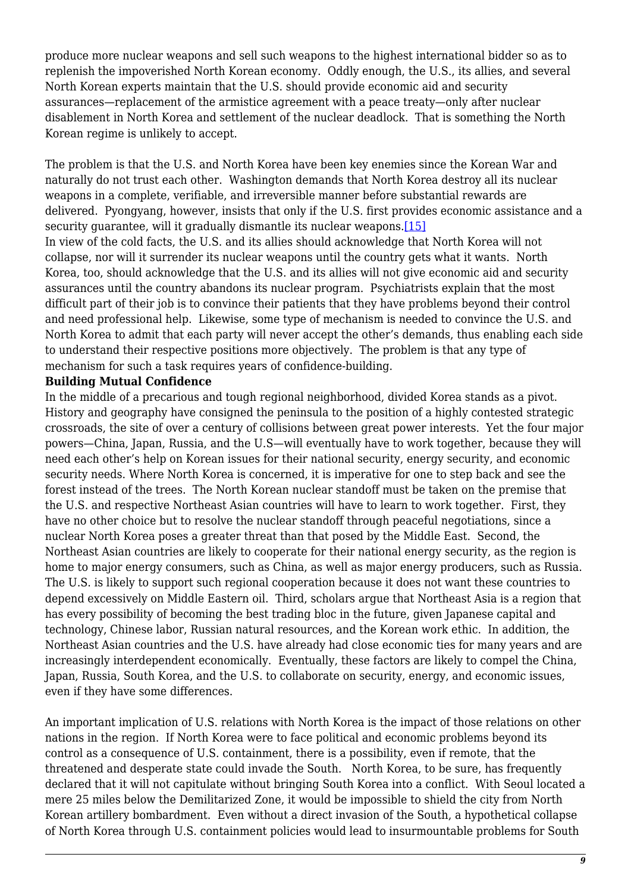produce more nuclear weapons and sell such weapons to the highest international bidder so as to replenish the impoverished North Korean economy. Oddly enough, the U.S., its allies, and several North Korean experts maintain that the U.S. should provide economic aid and security assurances—replacement of the armistice agreement with a peace treaty—only after nuclear disablement in North Korea and settlement of the nuclear deadlock. That is something the North Korean regime is unlikely to accept.

The problem is that the U.S. and North Korea have been key enemies since the Korean War and naturally do not trust each other. Washington demands that North Korea destroy all its nuclear weapons in a complete, verifiable, and irreversible manner before substantial rewards are delivered. Pyongyang, however, insists that only if the U.S. first provides economic assistance and a security guarantee, will it gradually dismantle its nuclear weapons.[15]

In view of the cold facts, the U.S. and its allies should acknowledge that North Korea will not collapse, nor will it surrender its nuclear weapons until the country gets what it wants. North Korea, too, should acknowledge that the U.S. and its allies will not give economic aid and security assurances until the country abandons its nuclear program. Psychiatrists explain that the most difficult part of their job is to convince their patients that they have problems beyond their control and need professional help. Likewise, some type of mechanism is needed to convince the U.S. and North Korea to admit that each party will never accept the other's demands, thus enabling each side to understand their respective positions more objectively. The problem is that any type of mechanism for such a task requires years of confidence-building.

**Building Mutual Confidence**

In the middle of a precarious and tough regional neighborhood, divided Korea stands as a pivot. History and geography have consigned the peninsula to the position of a highly contested strategic crossroads, the site of over a century of collisions between great power interests. Yet the four major powers—China, Japan, Russia, and the U.S—will eventually have to work together, because they will need each other's help on Korean issues for their national security, energy security, and economic security needs. Where North Korea is concerned, it is imperative for one to step back and see the forest instead of the trees. The North Korean nuclear standoff must be taken on the premise that the U.S. and respective Northeast Asian countries will have to learn to work together. First, they have no other choice but to resolve the nuclear standoff through peaceful negotiations, since a nuclear North Korea poses a greater threat than that posed by the Middle East. Second, the Northeast Asian countries are likely to cooperate for their national energy security, as the region is home to major energy consumers, such as China, as well as major energy producers, such as Russia. The U.S. is likely to support such regional cooperation because it does not want these countries to depend excessively on Middle Eastern oil. Third, scholars argue that Northeast Asia is a region that has every possibility of becoming the best trading bloc in the future, given Japanese capital and technology, Chinese labor, Russian natural resources, and the Korean work ethic. In addition, the Northeast Asian countries and the U.S. have already had close economic ties for many years and are increasingly interdependent economically. Eventually, these factors are likely to compel the China, Japan, Russia, South Korea, and the U.S. to collaborate on security, energy, and economic issues, even if they have some differences.

An important implication of U.S. relations with North Korea is the impact of those relations on other nations in the region. If North Korea were to face political and economic problems beyond its control as a consequence of U.S. containment, there is a possibility, even if remote, that the threatened and desperate state could invade the South. North Korea, to be sure, has frequently declared that it will not capitulate without bringing South Korea into a conflict. With Seoul located a mere 25 miles below the Demilitarized Zone, it would be impossible to shield the city from North Korean artillery bombardment. Even without a direct invasion of the South, a hypothetical collapse of North Korea through U.S. containment policies would lead to insurmountable problems for South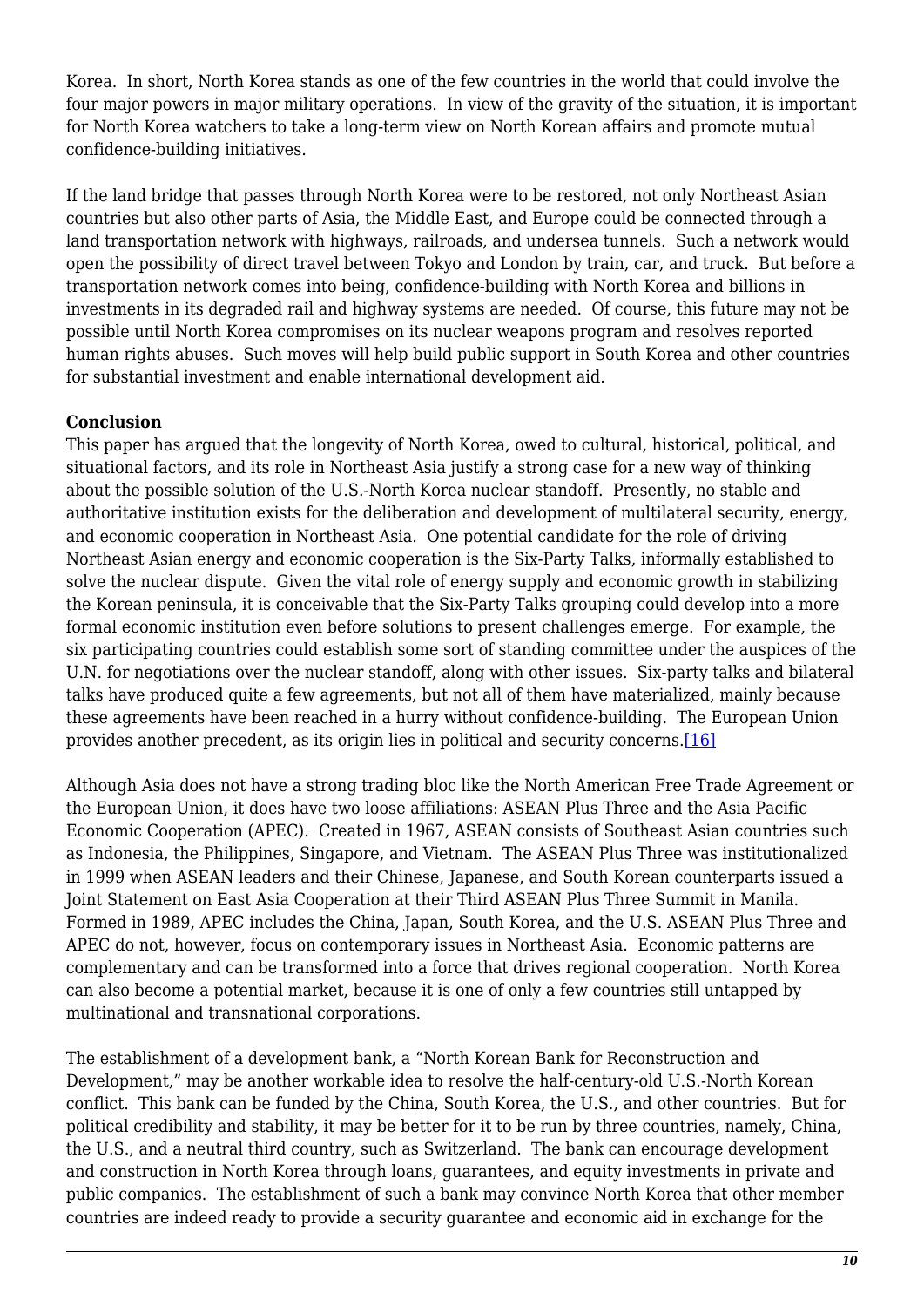Korea. In short, North Korea stands as one of the few countries in the world that could involve the four major powers in major military operations. In view of the gravity of the situation, it is important for North Korea watchers to take a long-term view on North Korean affairs and promote mutual confidence-building initiatives.

If the land bridge that passes through North Korea were to be restored, not only Northeast Asian countries but also other parts of Asia, the Middle East, and Europe could be connected through a land transportation network with highways, railroads, and undersea tunnels. Such a network would open the possibility of direct travel between Tokyo and London by train, car, and truck. But before a transportation network comes into being, confidence-building with North Korea and billions in investments in its degraded rail and highway systems are needed. Of course, this future may not be possible until North Korea compromises on its nuclear weapons program and resolves reported human rights abuses. Such moves will help build public support in South Korea and other countries for substantial investment and enable international development aid.

**Conclusion**

This paper has argued that the longevity of North Korea, owed to cultural, historical, political, and situational factors, and its role in Northeast Asia justify a strong case for a new way of thinking about the possible solution of the U.S.-North Korea nuclear standoff. Presently, no stable and authoritative institution exists for the deliberation and development of multilateral security, energy, and economic cooperation in Northeast Asia. One potential candidate for the role of driving Northeast Asian energy and economic cooperation is the Six-Party Talks, informally established to solve the nuclear dispute. Given the vital role of energy supply and economic growth in stabilizing the Korean peninsula, it is conceivable that the Six-Party Talks grouping could develop into a more formal economic institution even before solutions to present challenges emerge. For example, the six participating countries could establish some sort of standing committee under the auspices of the U.N. for negotiations over the nuclear standoff, along with other issues. Six-party talks and bilateral talks have produced quite a few agreements, but not all of them have materialized, mainly because these agreements have been reached in a hurry without confidence-building. The European Union provides another precedent, as its origin lies in political and security concerns.[16]

Although Asia does not have a strong trading bloc like the North American Free Trade Agreement or the European Union, it does have two loose affiliations: ASEAN Plus Three and the Asia Pacific Economic Cooperation (APEC). Created in 1967, ASEAN consists of Southeast Asian countries such as Indonesia, the Philippines, Singapore, and Vietnam. The ASEAN Plus Three was institutionalized in 1999 when ASEAN leaders and their Chinese, Japanese, and South Korean counterparts issued a Joint Statement on East Asia Cooperation at their Third ASEAN Plus Three Summit in Manila. Formed in 1989, APEC includes the China, Japan, South Korea, and the U.S. ASEAN Plus Three and APEC do not, however, focus on contemporary issues in Northeast Asia. Economic patterns are complementary and can be transformed into a force that drives regional cooperation. North Korea can also become a potential market, because it is one of only a few countries still untapped by multinational and transnational corporations.

The establishment of a development bank, a "North Korean Bank for Reconstruction and Development," may be another workable idea to resolve the half-century-old U.S.-North Korean conflict. This bank can be funded by the China, South Korea, the U.S., and other countries. But for political credibility and stability, it may be better for it to be run by three countries, namely, China, the U.S., and a neutral third country, such as Switzerland. The bank can encourage development and construction in North Korea through loans, guarantees, and equity investments in private and public companies. The establishment of such a bank may convince North Korea that other member countries are indeed ready to provide a security guarantee and economic aid in exchange for the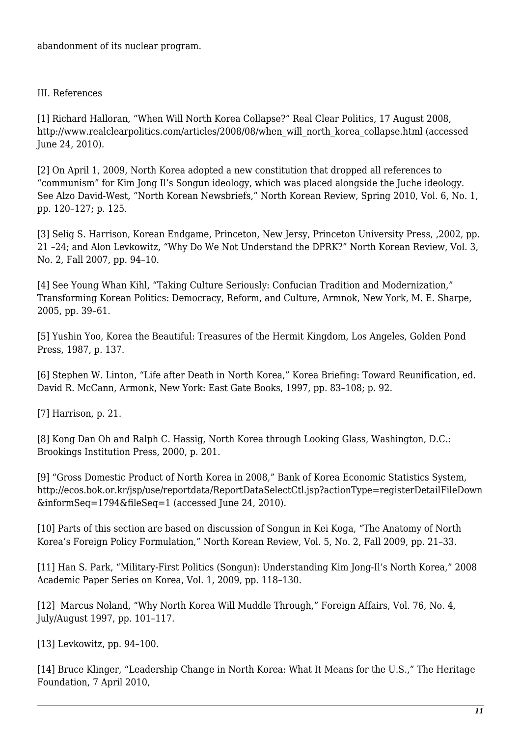abandonment of its nuclear program.

III. References

[1] Richard Halloran, “When Will North Korea Collapse?” Real Clear Politics, 17 August 2008, http://www.realclearpolitics.com/articles/2008/08/when_will_north_korea_collapse.html (accessed June 24, 2010).

[2] On April 1, 2009, North Korea adopted a new constitution that dropped all references to “communism” for Kim Jong Il’s Songun ideology, which was placed alongside the Juche ideology. See Alzo David-West, “North Korean Newsbriefs,” North Korean Review, Spring 2010, Vol. 6, No. 1, pp. 120–127; p. 125.

[3] Selig S. Harrison, Korean Endgame, Princeton, New Jersey, Princeton University Press, ,2002, pp. 21 –24; and Alon Levkowitz, “Why Do We Not Understand the DPRK?” North Korean Review, Vol. 3, No. 2, Fall 2007, pp. 94–10.

[4] See Young Whan Kihl, “Taking Culture Seriously: Confucian Tradition and Modernization,” Transforming Korean Politics: Democracy, Reform, and Culture, Armnok, New York, M. E. Sharpe, 2005, pp. 39–61.

[5] Yushin Yoo, Korea the Beautiful: Treasures of the Hermit Kingdom, Los Angeles, Golden Pond Press, 1987, p. 137.

[6] Stephen W. Linton, “Life after Death in North Korea,” Korea Briefing: Toward Reunification, ed. David R. McCann, Armonk, New York: East Gate Books, 1997, pp. 83–108; p. 92.

[7] Harrison, p. 21.

[8] Kong Dan Oh and Ralph C. Hassig, North Korea through Looking Glass, Washington, D.C.: Brookings Institution Press, 2000, p. 201.

[9] “Gross Domestic Product of North Korea in 2008,” Bank of Korea Economic Statistics System, http://ecos.bok.or.kr/jsp/use/reportdata/ReportDataSelectCtl.jsp?actionType=registerDetailFileDown&informSeq=1794&fileSeq=1 (accessed June 24, 2010).

[10] Parts of this section are based on discussion of Songun in Kei Koga, “The Anatomy of North Korea’s Foreign Policy Formulation,” North Korean Review, Vol. 5, No. 2, Fall 2009, pp. 21–33.

[11] Han S. Park, “Military-First Politics (Songun): Understanding Kim Jong-Il’s North Korea,” 2008 Academic Paper Series on Korea, Vol. 1, 2009, pp. 118–130.

[12] Marcus Noland, “Why North Korea Will Muddle Through,” Foreign Affairs, Vol. 76, No. 4, July/August 1997, pp. 101–117.

[13] Levkowitz, pp. 94–100.

[14] Bruce Klinger, “Leadership Change in North Korea: What It Means for the U.S.,” The Heritage Foundation, 7 April 2010,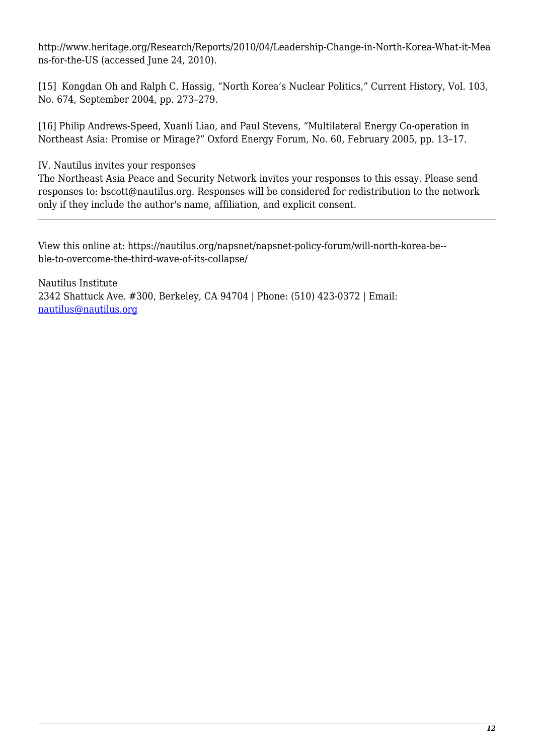http://www.heritage.org/Research/Reports/2010/04/Leadership-Change-in-North-Korea-What-it-Means-for-the-US (accessed June 24, 2010).

[15] Kongdan Oh and Ralph C. Hassig, "North Korea's Nuclear Politics," Current History, Vol. 103, No. 674, September 2004, pp. 273–279.

[16] Philip Andrews-Speed, Xuanli Liao, and Paul Stevens, "Multilateral Energy Co-operation in Northeast Asia: Promise or Mirage?" Oxford Energy Forum, No. 60, February 2005, pp. 13–17.

IV. Nautilus invites your responses

The Northeast Asia Peace and Security Network invites your responses to this essay. Please send responses to: bscott@nautilus.org. Responses will be considered for redistribution to the network only if they include the author's name, affiliation, and explicit consent.

---

View this online at: https://nautilus.org/napsnet/napsnet-policy-forum/will-north-korea-be--ble-to-overcome-the-third-wave-of-its-collapse/

Nautilus Institute
2342 Shattuck Ave. #300, Berkeley, CA 94704 | Phone: (510) 423-0372 | Email: nautilus@nautilus.org